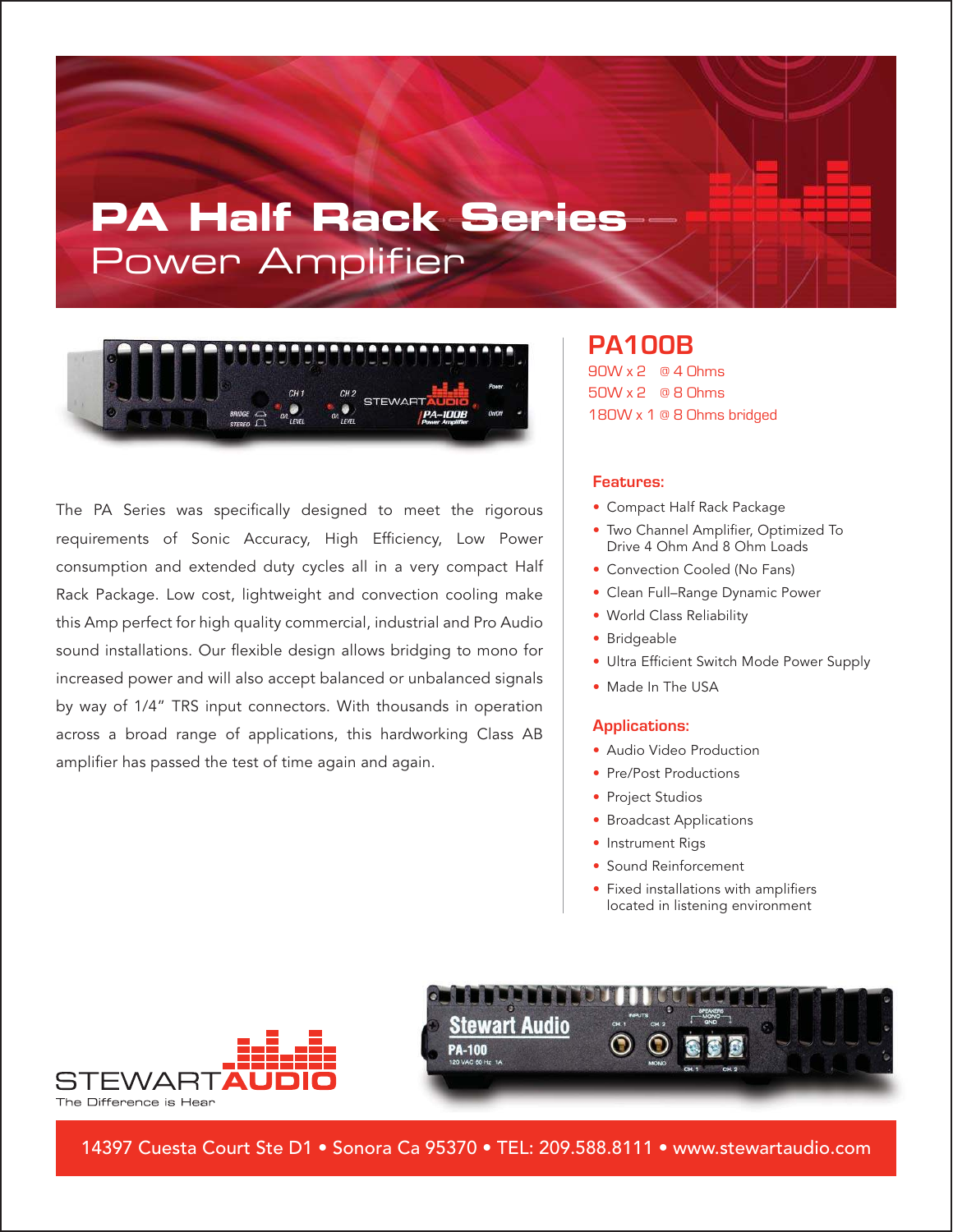# PA Half Rack Series

## Power Amplifier

## PA100B

90W x 2 @ 4 Ohms
50W x 2 @ 8 Ohms
180W x 1 @ 8 Ohms bridged

The PA Series was specifically designed to meet the rigorous requirements of Sonic Accuracy, High Efficiency, Low Power consumption and extended duty cycles all in a very compact Half Rack Package. Low cost, lightweight and convection cooling make this Amp perfect for high quality commercial, industrial and Pro Audio sound installations. Our flexible design allows bridging to mono for increased power and will also accept balanced or unbalanced signals by way of 1/4" TRS input connectors. With thousands in operation across a broad range of applications, this hardworking Class AB amplifier has passed the test of time again and again.

### Features:

- Compact Half Rack Package
- Two Channel Amplifier, Optimized To Drive 4 Ohm And 8 Ohm Loads
- Convection Cooled (No Fans)
- Clean Full–Range Dynamic Power
- World Class Reliability
- Bridgeable
- Ultra Efficient Switch Mode Power Supply
- Made In The USA

### Applications:

- Audio Video Production
- Pre/Post Productions
- Project Studios
- Broadcast Applications
- Instrument Rigs
- Sound Reinforcement
- Fixed installations with amplifiers located in listening environment

STEWART AUDIO
The Difference is Hear

14397 Cuesta Court Ste D1 • Sonora Ca 95370 • TEL: 209.588.8111 • www.stewartaudio.com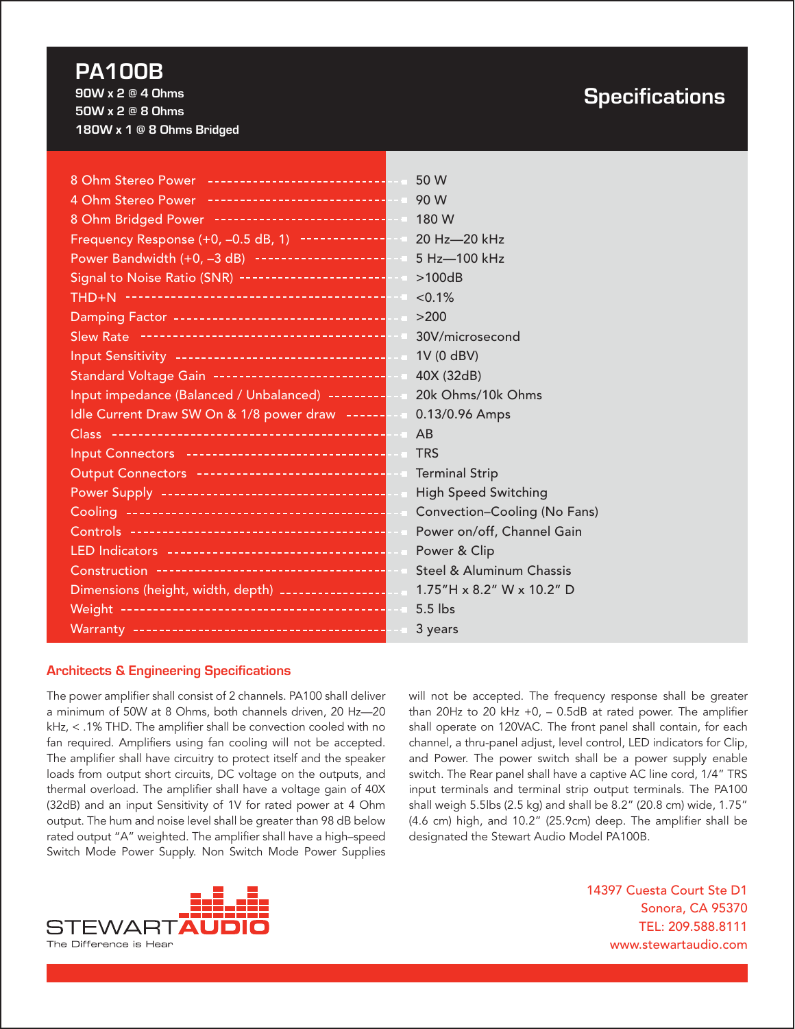# PA100B

**90W x 2 @ 4 Ohms**
**50W x 2 @ 8 Ohms**
**180W x 1 @ 8 Ohms Bridged**

## Specifications

| | |
|---|---|
| 8 Ohm Stereo Power | 50 W |
| 4 Ohm Stereo Power | 90 W |
| 8 Ohm Bridged Power | 180 W |
| Frequency Response (+0, –0.5 dB, 1) | 20 Hz—20 kHz |
| Power Bandwidth (+0, –3 dB) | 5 Hz—100 kHz |
| Signal to Noise Ratio (SNR) | >100dB |
| THD+N | <0.1% |
| Damping Factor | >200 |
| Slew Rate | 30V/microsecond |
| Input Sensitivity | 1V (0 dBV) |
| Standard Voltage Gain | 40X (32dB) |
| Input impedance (Balanced / Unbalanced) | 20k Ohms/10k Ohms |
| Idle Current Draw SW On & 1/8 power draw | 0.13/0.96 Amps |
| Class | AB |
| Input Connectors | TRS |
| Output Connectors | Terminal Strip |
| Power Supply | High Speed Switching |
| Cooling | Convection–Cooling (No Fans) |
| Controls | Power on/off, Channel Gain |
| LED Indicators | Power & Clip |
| Construction | Steel & Aluminum Chassis |
| Dimensions (height, width, depth) | 1.75"H x 8.2" W x 10.2" D |
| Weight | 5.5 lbs |
| Warranty | 3 years |

### Architects & Engineering Specifications

The power amplifier shall consist of 2 channels. PA100 shall deliver a minimum of 50W at 8 Ohms, both channels driven, 20 Hz—20 kHz, < .1% THD. The amplifier shall be convection cooled with no fan required. Amplifiers using fan cooling will not be accepted. The amplifier shall have circuitry to protect itself and the speaker loads from output short circuits, DC voltage on the outputs, and thermal overload. The amplifier shall have a voltage gain of 40X (32dB) and an input Sensitivity of 1V for rated power at 4 Ohm output. The hum and noise level shall be greater than 98 dB below rated output "A" weighted. The amplifier shall have a high–speed Switch Mode Power Supply. Non Switch Mode Power Supplies will not be accepted. The frequency response shall be greater than 20Hz to 20 kHz +0, – 0.5dB at rated power. The amplifier shall operate on 120VAC. The front panel shall contain, for each channel, a thru-panel adjust, level control, LED indicators for Clip, and Power. The power switch shall be a power supply enable switch. The Rear panel shall have a captive AC line cord, 1/4" TRS input terminals and terminal strip output terminals. The PA100 shall weigh 5.5lbs (2.5 kg) and shall be 8.2" (20.8 cm) wide, 1.75" (4.6 cm) high, and 10.2" (25.9cm) deep. The amplifier shall be designated the Stewart Audio Model PA100B.

STEWART AUDIO
The Difference is Hear

14397 Cuesta Court Ste D1
Sonora, CA 95370
TEL: 209.588.8111
www.stewartaudio.com